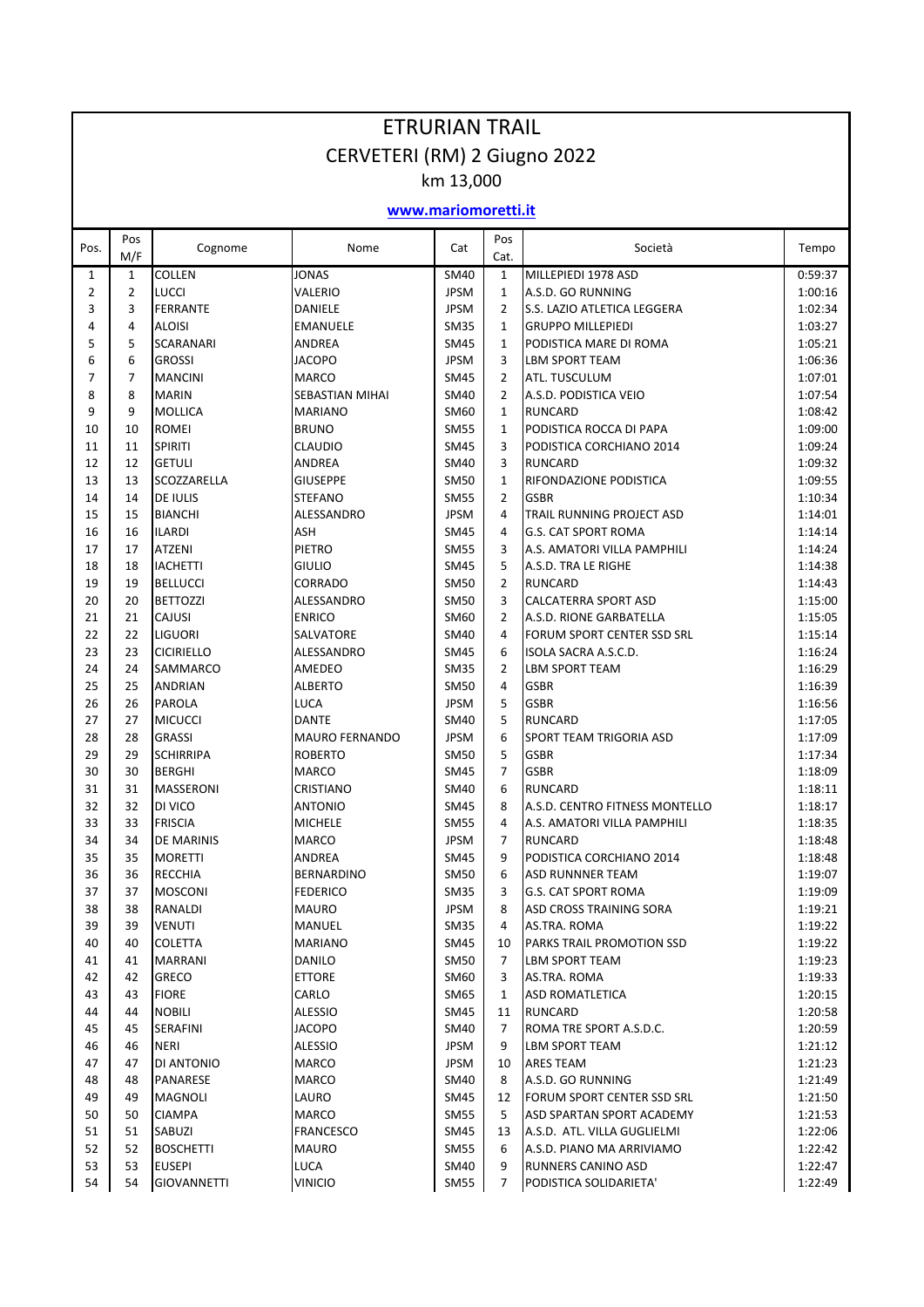# ETRURIAN TRAIL

## CERVETERI (RM) 2 Giugno 2022

### km 13,000

**www.mariomoretti.it**

| Pos. | Pos M/F | Cognome | Nome | Cat | Pos Cat. | Società | Tempo |
|---|---|---|---|---|---|---|---|
| 1 | 1 | COLLEN | JONAS | SM40 | 1 | MILLEPIEDI 1978 ASD | 0:59:37 |
| 2 | 2 | LUCCI | VALERIO | JPSM | 1 | A.S.D. GO RUNNING | 1:00:16 |
| 3 | 3 | FERRANTE | DANIELE | JPSM | 2 | S.S. LAZIO ATLETICA LEGGERA | 1:02:34 |
| 4 | 4 | ALOISI | EMANUELE | SM35 | 1 | GRUPPO MILLEPIEDI | 1:03:27 |
| 5 | 5 | SCARANARI | ANDREA | SM45 | 1 | PODISTICA MARE DI ROMA | 1:05:21 |
| 6 | 6 | GROSSI | JACOPO | JPSM | 3 | LBM SPORT TEAM | 1:06:36 |
| 7 | 7 | MANCINI | MARCO | SM45 | 2 | ATL. TUSCULUM | 1:07:01 |
| 8 | 8 | MARIN | SEBASTIAN MIHAI | SM40 | 2 | A.S.D. PODISTICA VEIO | 1:07:54 |
| 9 | 9 | MOLLICA | MARIANO | SM60 | 1 | RUNCARD | 1:08:42 |
| 10 | 10 | ROMEI | BRUNO | SM55 | 1 | PODISTICA ROCCA DI PAPA | 1:09:00 |
| 11 | 11 | SPIRITI | CLAUDIO | SM45 | 3 | PODISTICA CORCHIANO 2014 | 1:09:24 |
| 12 | 12 | GETULI | ANDREA | SM40 | 3 | RUNCARD | 1:09:32 |
| 13 | 13 | SCOZZARELLA | GIUSEPPE | SM50 | 1 | RIFONDAZIONE PODISTICA | 1:09:55 |
| 14 | 14 | DE IULIS | STEFANO | SM55 | 2 | GSBR | 1:10:34 |
| 15 | 15 | BIANCHI | ALESSANDRO | JPSM | 4 | TRAIL RUNNING PROJECT ASD | 1:14:01 |
| 16 | 16 | ILARDI | ASH | SM45 | 4 | G.S. CAT SPORT ROMA | 1:14:14 |
| 17 | 17 | ATZENI | PIETRO | SM55 | 3 | A.S. AMATORI VILLA PAMPHILI | 1:14:24 |
| 18 | 18 | IACHETTI | GIULIO | SM45 | 5 | A.S.D. TRA LE RIGHE | 1:14:38 |
| 19 | 19 | BELLUCCI | CORRADO | SM50 | 2 | RUNCARD | 1:14:43 |
| 20 | 20 | BETTOZZI | ALESSANDRO | SM50 | 3 | CALCATERRA SPORT ASD | 1:15:00 |
| 21 | 21 | CAJUSI | ENRICO | SM60 | 2 | A.S.D. RIONE GARBATELLA | 1:15:05 |
| 22 | 22 | LIGUORI | SALVATORE | SM40 | 4 | FORUM SPORT CENTER SSD SRL | 1:15:14 |
| 23 | 23 | CICIRIELLO | ALESSANDRO | SM45 | 6 | ISOLA SACRA A.S.C.D. | 1:16:24 |
| 24 | 24 | SAMMARCO | AMEDEO | SM35 | 2 | LBM SPORT TEAM | 1:16:29 |
| 25 | 25 | ANDRIAN | ALBERTO | SM50 | 4 | GSBR | 1:16:39 |
| 26 | 26 | PAROLA | LUCA | JPSM | 5 | GSBR | 1:16:56 |
| 27 | 27 | MICUCCI | DANTE | SM40 | 5 | RUNCARD | 1:17:05 |
| 28 | 28 | GRASSI | MAURO FERNANDO | JPSM | 6 | SPORT TEAM TRIGORIA ASD | 1:17:09 |
| 29 | 29 | SCHIRRIPA | ROBERTO | SM50 | 5 | GSBR | 1:17:34 |
| 30 | 30 | BERGHI | MARCO | SM45 | 7 | GSBR | 1:18:09 |
| 31 | 31 | MASSERONI | CRISTIANO | SM40 | 6 | RUNCARD | 1:18:11 |
| 32 | 32 | DI VICO | ANTONIO | SM45 | 8 | A.S.D. CENTRO FITNESS MONTELLO | 1:18:17 |
| 33 | 33 | FRISCIA | MICHELE | SM55 | 4 | A.S. AMATORI VILLA PAMPHILI | 1:18:35 |
| 34 | 34 | DE MARINIS | MARCO | JPSM | 7 | RUNCARD | 1:18:48 |
| 35 | 35 | MORETTI | ANDREA | SM45 | 9 | PODISTICA CORCHIANO 2014 | 1:18:48 |
| 36 | 36 | RECCHIA | BERNARDINO | SM50 | 6 | ASD RUNNNER TEAM | 1:19:07 |
| 37 | 37 | MOSCONI | FEDERICO | SM35 | 3 | G.S. CAT SPORT ROMA | 1:19:09 |
| 38 | 38 | RANALDI | MAURO | JPSM | 8 | ASD CROSS TRAINING SORA | 1:19:21 |
| 39 | 39 | VENUTI | MANUEL | SM35 | 4 | AS.TRA. ROMA | 1:19:22 |
| 40 | 40 | COLETTA | MARIANO | SM45 | 10 | PARKS TRAIL PROMOTION SSD | 1:19:22 |
| 41 | 41 | MARRANI | DANILO | SM50 | 7 | LBM SPORT TEAM | 1:19:23 |
| 42 | 42 | GRECO | ETTORE | SM60 | 3 | AS.TRA. ROMA | 1:19:33 |
| 43 | 43 | FIORE | CARLO | SM65 | 1 | ASD ROMATLETICA | 1:20:15 |
| 44 | 44 | NOBILI | ALESSIO | SM45 | 11 | RUNCARD | 1:20:58 |
| 45 | 45 | SERAFINI | JACOPO | SM40 | 7 | ROMA TRE SPORT A.S.D.C. | 1:20:59 |
| 46 | 46 | NERI | ALESSIO | JPSM | 9 | LBM SPORT TEAM | 1:21:12 |
| 47 | 47 | DI ANTONIO | MARCO | JPSM | 10 | ARES TEAM | 1:21:23 |
| 48 | 48 | PANARESE | MARCO | SM40 | 8 | A.S.D. GO RUNNING | 1:21:49 |
| 49 | 49 | MAGNOLI | LAURO | SM45 | 12 | FORUM SPORT CENTER SSD SRL | 1:21:50 |
| 50 | 50 | CIAMPA | MARCO | SM55 | 5 | ASD SPARTAN SPORT ACADEMY | 1:21:53 |
| 51 | 51 | SABUZI | FRANCESCO | SM45 | 13 | A.S.D. ATL. VILLA GUGLIELMI | 1:22:06 |
| 52 | 52 | BOSCHETTI | MAURO | SM55 | 6 | A.S.D. PIANO MA ARRIVIAMO | 1:22:42 |
| 53 | 53 | EUSEPI | LUCA | SM40 | 9 | RUNNERS CANINO ASD | 1:22:47 |
| 54 | 54 | GIOVANNETTI | VINICIO | SM55 | 7 | PODISTICA SOLIDARIETA' | 1:22:49 |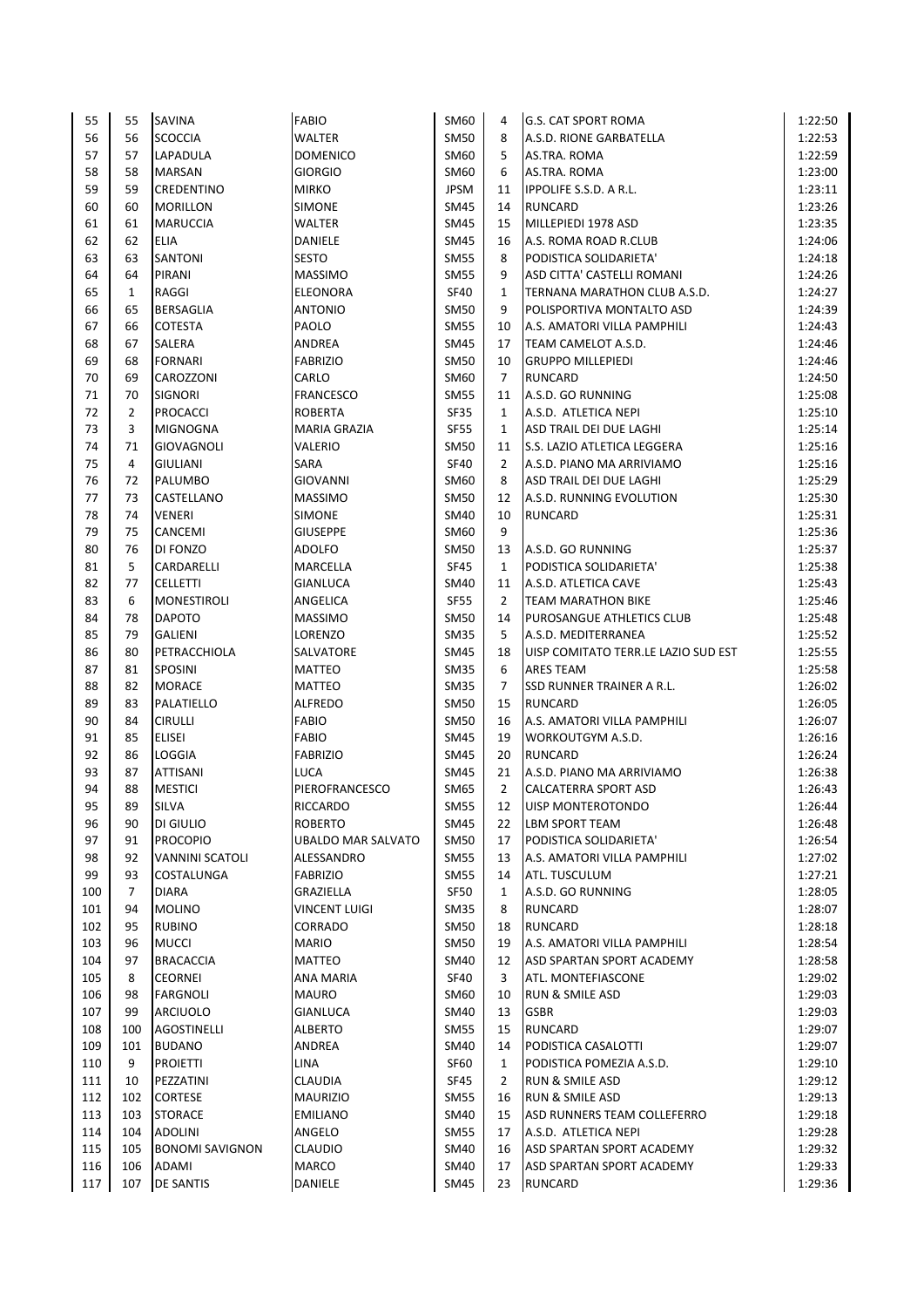| | | | | | | | |
|---|---|---|---|---|---|---|---|
| 55 | 55 | SAVINA | FABIO | SM60 | 4 | G.S. CAT SPORT ROMA | 1:22:50 |
| 56 | 56 | SCOCCIA | WALTER | SM50 | 8 | A.S.D. RIONE GARBATELLA | 1:22:53 |
| 57 | 57 | LAPADULA | DOMENICO | SM60 | 5 | AS.TRA. ROMA | 1:22:59 |
| 58 | 58 | MARSAN | GIORGIO | SM60 | 6 | AS.TRA. ROMA | 1:23:00 |
| 59 | 59 | CREDENTINO | MIRKO | JPSM | 11 | IPPOLIFE S.S.D. A R.L. | 1:23:11 |
| 60 | 60 | MORILLON | SIMONE | SM45 | 14 | RUNCARD | 1:23:26 |
| 61 | 61 | MARUCCIA | WALTER | SM45 | 15 | MILLEPIEDI 1978 ASD | 1:23:35 |
| 62 | 62 | ELIA | DANIELE | SM45 | 16 | A.S. ROMA ROAD R.CLUB | 1:24:06 |
| 63 | 63 | SANTONI | SESTO | SM55 | 8 | PODISTICA SOLIDARIETA' | 1:24:18 |
| 64 | 64 | PIRANI | MASSIMO | SM55 | 9 | ASD CITTA' CASTELLI ROMANI | 1:24:26 |
| 65 | 1 | RAGGI | ELEONORA | SF40 | 1 | TERNANA MARATHON CLUB A.S.D. | 1:24:27 |
| 66 | 65 | BERSAGLIA | ANTONIO | SM50 | 9 | POLISPORTIVA MONTALTO ASD | 1:24:39 |
| 67 | 66 | COTESTA | PAOLO | SM55 | 10 | A.S. AMATORI VILLA PAMPHILI | 1:24:43 |
| 68 | 67 | SALERA | ANDREA | SM45 | 17 | TEAM CAMELOT A.S.D. | 1:24:46 |
| 69 | 68 | FORNARI | FABRIZIO | SM50 | 10 | GRUPPO MILLEPIEDI | 1:24:46 |
| 70 | 69 | CAROZZONI | CARLO | SM60 | 7 | RUNCARD | 1:24:50 |
| 71 | 70 | SIGNORI | FRANCESCO | SM55 | 11 | A.S.D. GO RUNNING | 1:25:08 |
| 72 | 2 | PROCACCI | ROBERTA | SF35 | 1 | A.S.D. ATLETICA NEPI | 1:25:10 |
| 73 | 3 | MIGNOGNA | MARIA GRAZIA | SF55 | 1 | ASD TRAIL DEI DUE LAGHI | 1:25:14 |
| 74 | 71 | GIOVAGNOLI | VALERIO | SM50 | 11 | S.S. LAZIO ATLETICA LEGGERA | 1:25:16 |
| 75 | 4 | GIULIANI | SARA | SF40 | 2 | A.S.D. PIANO MA ARRIVIAMO | 1:25:16 |
| 76 | 72 | PALUMBO | GIOVANNI | SM60 | 8 | ASD TRAIL DEI DUE LAGHI | 1:25:29 |
| 77 | 73 | CASTELLANO | MASSIMO | SM50 | 12 | A.S.D. RUNNING EVOLUTION | 1:25:30 |
| 78 | 74 | VENERI | SIMONE | SM40 | 10 | RUNCARD | 1:25:31 |
| 79 | 75 | CANCEMI | GIUSEPPE | SM60 | 9 | | 1:25:36 |
| 80 | 76 | DI FONZO | ADOLFO | SM50 | 13 | A.S.D. GO RUNNING | 1:25:37 |
| 81 | 5 | CARDARELLI | MARCELLA | SF45 | 1 | PODISTICA SOLIDARIETA' | 1:25:38 |
| 82 | 77 | CELLETTI | GIANLUCA | SM40 | 11 | A.S.D. ATLETICA CAVE | 1:25:43 |
| 83 | 6 | MONESTIROLI | ANGELICA | SF55 | 2 | TEAM MARATHON BIKE | 1:25:46 |
| 84 | 78 | DAPOTO | MASSIMO | SM50 | 14 | PUROSANGUE ATHLETICS CLUB | 1:25:48 |
| 85 | 79 | GALIENI | LORENZO | SM35 | 5 | A.S.D. MEDITERRANEA | 1:25:52 |
| 86 | 80 | PETRACCHIOLA | SALVATORE | SM45 | 18 | UISP COMITATO TERR.LE LAZIO SUD EST | 1:25:55 |
| 87 | 81 | SPOSINI | MATTEO | SM35 | 6 | ARES TEAM | 1:25:58 |
| 88 | 82 | MORACE | MATTEO | SM35 | 7 | SSD RUNNER TRAINER A R.L. | 1:26:02 |
| 89 | 83 | PALATIELLO | ALFREDO | SM50 | 15 | RUNCARD | 1:26:05 |
| 90 | 84 | CIRULLI | FABIO | SM50 | 16 | A.S. AMATORI VILLA PAMPHILI | 1:26:07 |
| 91 | 85 | ELISEI | FABIO | SM45 | 19 | WORKOUTGYM A.S.D. | 1:26:16 |
| 92 | 86 | LOGGIA | FABRIZIO | SM45 | 20 | RUNCARD | 1:26:24 |
| 93 | 87 | ATTISANI | LUCA | SM45 | 21 | A.S.D. PIANO MA ARRIVIAMO | 1:26:38 |
| 94 | 88 | MESTICI | PIEROFRANCESCO | SM65 | 2 | CALCATERRA SPORT ASD | 1:26:43 |
| 95 | 89 | SILVA | RICCARDO | SM55 | 12 | UISP MONTEROTONDO | 1:26:44 |
| 96 | 90 | DI GIULIO | ROBERTO | SM45 | 22 | LBM SPORT TEAM | 1:26:48 |
| 97 | 91 | PROCOPIO | UBALDO MAR SALVATO | SM50 | 17 | PODISTICA SOLIDARIETA' | 1:26:54 |
| 98 | 92 | VANNINI SCATOLI | ALESSANDRO | SM55 | 13 | A.S. AMATORI VILLA PAMPHILI | 1:27:02 |
| 99 | 93 | COSTALUNGA | FABRIZIO | SM55 | 14 | ATL. TUSCULUM | 1:27:21 |
| 100 | 7 | DIARA | GRAZIELLA | SF50 | 1 | A.S.D. GO RUNNING | 1:28:05 |
| 101 | 94 | MOLINO | VINCENT LUIGI | SM35 | 8 | RUNCARD | 1:28:07 |
| 102 | 95 | RUBINO | CORRADO | SM50 | 18 | RUNCARD | 1:28:18 |
| 103 | 96 | MUCCI | MARIO | SM50 | 19 | A.S. AMATORI VILLA PAMPHILI | 1:28:54 |
| 104 | 97 | BRACACCIA | MATTEO | SM40 | 12 | ASD SPARTAN SPORT ACADEMY | 1:28:58 |
| 105 | 8 | CEORNEI | ANA MARIA | SF40 | 3 | ATL. MONTEFIASCONE | 1:29:02 |
| 106 | 98 | FARGNOLI | MAURO | SM60 | 10 | RUN & SMILE ASD | 1:29:03 |
| 107 | 99 | ARCIUOLO | GIANLUCA | SM40 | 13 | GSBR | 1:29:03 |
| 108 | 100 | AGOSTINELLI | ALBERTO | SM55 | 15 | RUNCARD | 1:29:07 |
| 109 | 101 | BUDANO | ANDREA | SM40 | 14 | PODISTICA CASALOTTI | 1:29:07 |
| 110 | 9 | PROIETTI | LINA | SF60 | 1 | PODISTICA POMEZIA A.S.D. | 1:29:10 |
| 111 | 10 | PEZZATINI | CLAUDIA | SF45 | 2 | RUN & SMILE ASD | 1:29:12 |
| 112 | 102 | CORTESE | MAURIZIO | SM55 | 16 | RUN & SMILE ASD | 1:29:13 |
| 113 | 103 | STORACE | EMILIANO | SM40 | 15 | ASD RUNNERS TEAM COLLEFERRO | 1:29:18 |
| 114 | 104 | ADOLINI | ANGELO | SM55 | 17 | A.S.D. ATLETICA NEPI | 1:29:28 |
| 115 | 105 | BONOMI SAVIGNON | CLAUDIO | SM40 | 16 | ASD SPARTAN SPORT ACADEMY | 1:29:32 |
| 116 | 106 | ADAMI | MARCO | SM40 | 17 | ASD SPARTAN SPORT ACADEMY | 1:29:33 |
| 117 | 107 | DE SANTIS | DANIELE | SM45 | 23 | RUNCARD | 1:29:36 |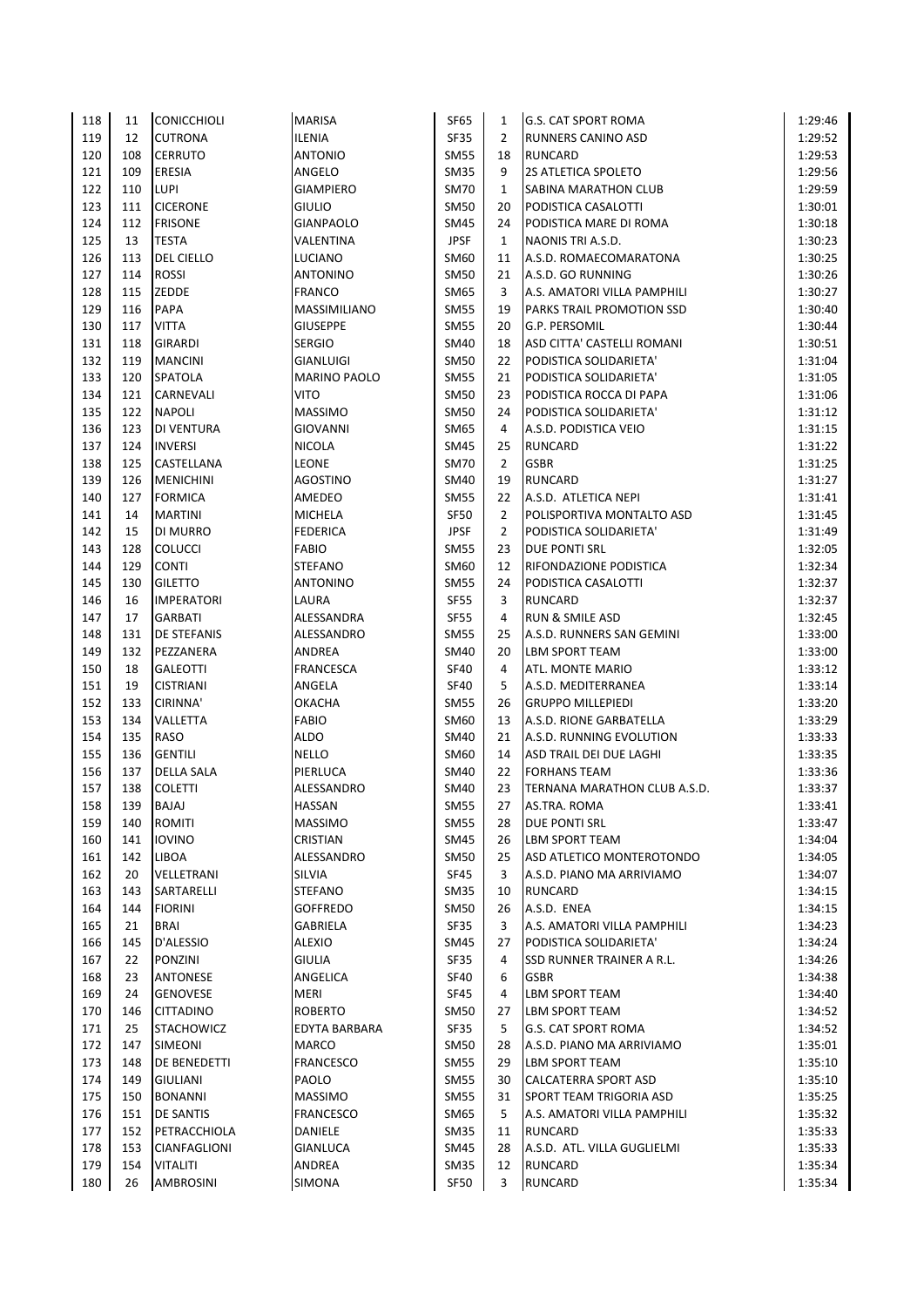| | | | | | | | |
|---|---|---|---|---|---|---|---|
| 118 | 11 | CONICCHIOLI | MARISA | SF65 | 1 | G.S. CAT SPORT ROMA | 1:29:46 |
| 119 | 12 | CUTRONA | ILENIA | SF35 | 2 | RUNNERS CANINO ASD | 1:29:52 |
| 120 | 108 | CERRUTO | ANTONIO | SM55 | 18 | RUNCARD | 1:29:53 |
| 121 | 109 | ERESIA | ANGELO | SM35 | 9 | 2S ATLETICA SPOLETO | 1:29:56 |
| 122 | 110 | LUPI | GIAMPIERO | SM70 | 1 | SABINA MARATHON CLUB | 1:29:59 |
| 123 | 111 | CICERONE | GIULIO | SM50 | 20 | PODISTICA CASALOTTI | 1:30:01 |
| 124 | 112 | FRISONE | GIANPAOLO | SM45 | 24 | PODISTICA MARE DI ROMA | 1:30:18 |
| 125 | 13 | TESTA | VALENTINA | JPSF | 1 | NAONIS TRI A.S.D. | 1:30:23 |
| 126 | 113 | DEL CIELLO | LUCIANO | SM60 | 11 | A.S.D. ROMAECOMARATONA | 1:30:25 |
| 127 | 114 | ROSSI | ANTONINO | SM50 | 21 | A.S.D. GO RUNNING | 1:30:26 |
| 128 | 115 | ZEDDE | FRANCO | SM65 | 3 | A.S. AMATORI VILLA PAMPHILI | 1:30:27 |
| 129 | 116 | PAPA | MASSIMILIANO | SM55 | 19 | PARKS TRAIL PROMOTION SSD | 1:30:40 |
| 130 | 117 | VITTA | GIUSEPPE | SM55 | 20 | G.P. PERSOMIL | 1:30:44 |
| 131 | 118 | GIRARDI | SERGIO | SM40 | 18 | ASD CITTA' CASTELLI ROMANI | 1:30:51 |
| 132 | 119 | MANCINI | GIANLUIGI | SM50 | 22 | PODISTICA SOLIDARIETA' | 1:31:04 |
| 133 | 120 | SPATOLA | MARINO PAOLO | SM55 | 21 | PODISTICA SOLIDARIETA' | 1:31:05 |
| 134 | 121 | CARNEVALI | VITO | SM50 | 23 | PODISTICA ROCCA DI PAPA | 1:31:06 |
| 135 | 122 | NAPOLI | MASSIMO | SM50 | 24 | PODISTICA SOLIDARIETA' | 1:31:12 |
| 136 | 123 | DI VENTURA | GIOVANNI | SM65 | 4 | A.S.D. PODISTICA VEIO | 1:31:15 |
| 137 | 124 | INVERSI | NICOLA | SM45 | 25 | RUNCARD | 1:31:22 |
| 138 | 125 | CASTELLANA | LEONE | SM70 | 2 | GSBR | 1:31:25 |
| 139 | 126 | MENICHINI | AGOSTINO | SM40 | 19 | RUNCARD | 1:31:27 |
| 140 | 127 | FORMICA | AMEDEO | SM55 | 22 | A.S.D. ATLETICA NEPI | 1:31:41 |
| 141 | 14 | MARTINI | MICHELA | SF50 | 2 | POLISPORTIVA MONTALTO ASD | 1:31:45 |
| 142 | 15 | DI MURRO | FEDERICA | JPSF | 2 | PODISTICA SOLIDARIETA' | 1:31:49 |
| 143 | 128 | COLUCCI | FABIO | SM55 | 23 | DUE PONTI SRL | 1:32:05 |
| 144 | 129 | CONTI | STEFANO | SM60 | 12 | RIFONDAZIONE PODISTICA | 1:32:34 |
| 145 | 130 | GILETTO | ANTONINO | SM55 | 24 | PODISTICA CASALOTTI | 1:32:37 |
| 146 | 16 | IMPERATORI | LAURA | SF55 | 3 | RUNCARD | 1:32:37 |
| 147 | 17 | GARBATI | ALESSANDRA | SF55 | 4 | RUN & SMILE ASD | 1:32:45 |
| 148 | 131 | DE STEFANIS | ALESSANDRO | SM55 | 25 | A.S.D. RUNNERS SAN GEMINI | 1:33:00 |
| 149 | 132 | PEZZANERA | ANDREA | SM40 | 20 | LBM SPORT TEAM | 1:33:00 |
| 150 | 18 | GALEOTTI | FRANCESCA | SF40 | 4 | ATL. MONTE MARIO | 1:33:12 |
| 151 | 19 | CISTRIANI | ANGELA | SF40 | 5 | A.S.D. MEDITERRANEA | 1:33:14 |
| 152 | 133 | CIRINNA' | OKACHA | SM55 | 26 | GRUPPO MILLEPIEDI | 1:33:20 |
| 153 | 134 | VALLETTA | FABIO | SM60 | 13 | A.S.D. RIONE GARBATELLA | 1:33:29 |
| 154 | 135 | RASO | ALDO | SM40 | 21 | A.S.D. RUNNING EVOLUTION | 1:33:33 |
| 155 | 136 | GENTILI | NELLO | SM60 | 14 | ASD TRAIL DEI DUE LAGHI | 1:33:35 |
| 156 | 137 | DELLA SALA | PIERLUCA | SM40 | 22 | FORHANS TEAM | 1:33:36 |
| 157 | 138 | COLETTI | ALESSANDRO | SM40 | 23 | TERNANA MARATHON CLUB A.S.D. | 1:33:37 |
| 158 | 139 | BAJAJ | HASSAN | SM55 | 27 | AS.TRA. ROMA | 1:33:41 |
| 159 | 140 | ROMITI | MASSIMO | SM55 | 28 | DUE PONTI SRL | 1:33:47 |
| 160 | 141 | IOVINO | CRISTIAN | SM45 | 26 | LBM SPORT TEAM | 1:34:04 |
| 161 | 142 | LIBOA | ALESSANDRO | SM50 | 25 | ASD ATLETICO MONTEROTONDO | 1:34:05 |
| 162 | 20 | VELLETRANI | SILVIA | SF45 | 3 | A.S.D. PIANO MA ARRIVIAMO | 1:34:07 |
| 163 | 143 | SARTARELLI | STEFANO | SM35 | 10 | RUNCARD | 1:34:15 |
| 164 | 144 | FIORINI | GOFFREDO | SM50 | 26 | A.S.D. ENEA | 1:34:15 |
| 165 | 21 | BRAI | GABRIELA | SF35 | 3 | A.S. AMATORI VILLA PAMPHILI | 1:34:23 |
| 166 | 145 | D'ALESSIO | ALEXIO | SM45 | 27 | PODISTICA SOLIDARIETA' | 1:34:24 |
| 167 | 22 | PONZINI | GIULIA | SF35 | 4 | SSD RUNNER TRAINER A R.L. | 1:34:26 |
| 168 | 23 | ANTONESE | ANGELICA | SF40 | 6 | GSBR | 1:34:38 |
| 169 | 24 | GENOVESE | MERI | SF45 | 4 | LBM SPORT TEAM | 1:34:40 |
| 170 | 146 | CITTADINO | ROBERTO | SM50 | 27 | LBM SPORT TEAM | 1:34:52 |
| 171 | 25 | STACHOWICZ | EDYTA BARBARA | SF35 | 5 | G.S. CAT SPORT ROMA | 1:34:52 |
| 172 | 147 | SIMEONI | MARCO | SM50 | 28 | A.S.D. PIANO MA ARRIVIAMO | 1:35:01 |
| 173 | 148 | DE BENEDETTI | FRANCESCO | SM55 | 29 | LBM SPORT TEAM | 1:35:10 |
| 174 | 149 | GIULIANI | PAOLO | SM55 | 30 | CALCATERRA SPORT ASD | 1:35:10 |
| 175 | 150 | BONANNI | MASSIMO | SM55 | 31 | SPORT TEAM TRIGORIA ASD | 1:35:25 |
| 176 | 151 | DE SANTIS | FRANCESCO | SM65 | 5 | A.S. AMATORI VILLA PAMPHILI | 1:35:32 |
| 177 | 152 | PETRACCHIOLA | DANIELE | SM35 | 11 | RUNCARD | 1:35:33 |
| 178 | 153 | CIANFAGLIONI | GIANLUCA | SM45 | 28 | A.S.D. ATL. VILLA GUGLIELMI | 1:35:33 |
| 179 | 154 | VITALITI | ANDREA | SM35 | 12 | RUNCARD | 1:35:34 |
| 180 | 26 | AMBROSINI | SIMONA | SF50 | 3 | RUNCARD | 1:35:34 |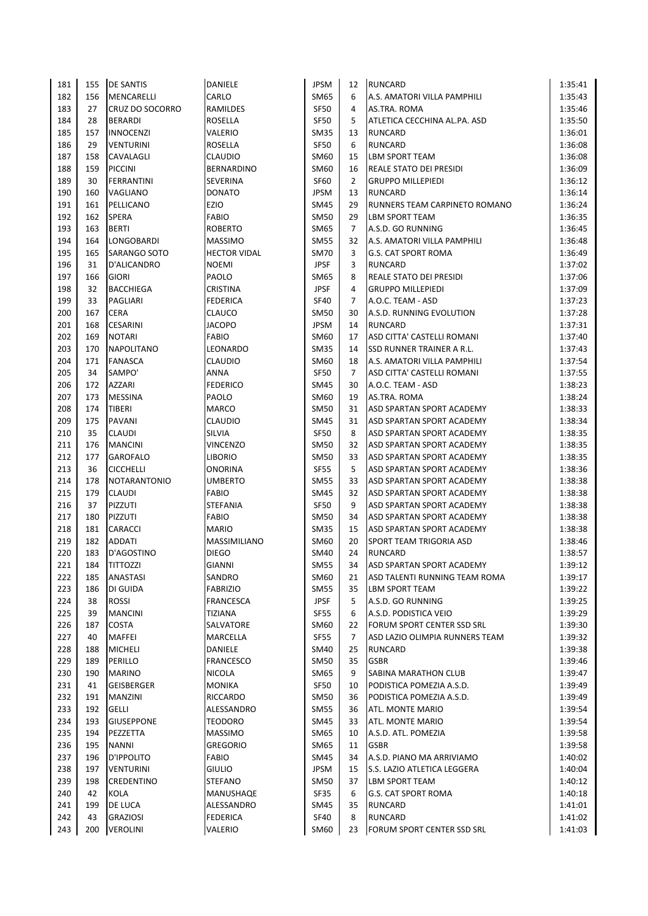| | | | | | | | |
|---|---|---|---|---|---|---|---|
| 181 | 155 | DE SANTIS | DANIELE | JPSM | 12 | RUNCARD | 1:35:41 |
| 182 | 156 | MENCARELLI | CARLO | SM65 | 6 | A.S. AMATORI VILLA PAMPHILI | 1:35:43 |
| 183 | 27 | CRUZ DO SOCORRO | RAMILDES | SF50 | 4 | AS.TRA. ROMA | 1:35:46 |
| 184 | 28 | BERARDI | ROSELLA | SF50 | 5 | ATLETICA CECCHINA AL.PA. ASD | 1:35:50 |
| 185 | 157 | INNOCENZI | VALERIO | SM35 | 13 | RUNCARD | 1:36:01 |
| 186 | 29 | VENTURINI | ROSELLA | SF50 | 6 | RUNCARD | 1:36:08 |
| 187 | 158 | CAVALAGLI | CLAUDIO | SM60 | 15 | LBM SPORT TEAM | 1:36:08 |
| 188 | 159 | PICCINI | BERNARDINO | SM60 | 16 | REALE STATO DEI PRESIDI | 1:36:09 |
| 189 | 30 | FERRANTINI | SEVERINA | SF60 | 2 | GRUPPO MILLEPIEDI | 1:36:12 |
| 190 | 160 | VAGLIANO | DONATO | JPSM | 13 | RUNCARD | 1:36:14 |
| 191 | 161 | PELLICANO | EZIO | SM45 | 29 | RUNNERS TEAM CARPINETO ROMANO | 1:36:24 |
| 192 | 162 | SPERA | FABIO | SM50 | 29 | LBM SPORT TEAM | 1:36:35 |
| 193 | 163 | BERTI | ROBERTO | SM65 | 7 | A.S.D. GO RUNNING | 1:36:45 |
| 194 | 164 | LONGOBARDI | MASSIMO | SM55 | 32 | A.S. AMATORI VILLA PAMPHILI | 1:36:48 |
| 195 | 165 | SARANGO SOTO | HECTOR VIDAL | SM70 | 3 | G.S. CAT SPORT ROMA | 1:36:49 |
| 196 | 31 | D'ALICANDRO | NOEMI | JPSF | 3 | RUNCARD | 1:37:02 |
| 197 | 166 | GIORI | PAOLO | SM65 | 8 | REALE STATO DEI PRESIDI | 1:37:06 |
| 198 | 32 | BACCHIEGA | CRISTINA | JPSF | 4 | GRUPPO MILLEPIEDI | 1:37:09 |
| 199 | 33 | PAGLIARI | FEDERICA | SF40 | 7 | A.O.C. TEAM - ASD | 1:37:23 |
| 200 | 167 | CERA | CLAUCO | SM50 | 30 | A.S.D. RUNNING EVOLUTION | 1:37:28 |
| 201 | 168 | CESARINI | JACOPO | JPSM | 14 | RUNCARD | 1:37:31 |
| 202 | 169 | NOTARI | FABIO | SM60 | 17 | ASD CITTA' CASTELLI ROMANI | 1:37:40 |
| 203 | 170 | NAPOLITANO | LEONARDO | SM35 | 14 | SSD RUNNER TRAINER A R.L. | 1:37:43 |
| 204 | 171 | FANASCA | CLAUDIO | SM60 | 18 | A.S. AMATORI VILLA PAMPHILI | 1:37:54 |
| 205 | 34 | SAMPO' | ANNA | SF50 | 7 | ASD CITTA' CASTELLI ROMANI | 1:37:55 |
| 206 | 172 | AZZARI | FEDERICO | SM45 | 30 | A.O.C. TEAM - ASD | 1:38:23 |
| 207 | 173 | MESSINA | PAOLO | SM60 | 19 | AS.TRA. ROMA | 1:38:24 |
| 208 | 174 | TIBERI | MARCO | SM50 | 31 | ASD SPARTAN SPORT ACADEMY | 1:38:33 |
| 209 | 175 | PAVANI | CLAUDIO | SM45 | 31 | ASD SPARTAN SPORT ACADEMY | 1:38:34 |
| 210 | 35 | CLAUDI | SILVIA | SF50 | 8 | ASD SPARTAN SPORT ACADEMY | 1:38:35 |
| 211 | 176 | MANCINI | VINCENZO | SM50 | 32 | ASD SPARTAN SPORT ACADEMY | 1:38:35 |
| 212 | 177 | GAROFALO | LIBORIO | SM50 | 33 | ASD SPARTAN SPORT ACADEMY | 1:38:35 |
| 213 | 36 | CICCHELLI | ONORINA | SF55 | 5 | ASD SPARTAN SPORT ACADEMY | 1:38:36 |
| 214 | 178 | NOTARANTONIO | UMBERTO | SM55 | 33 | ASD SPARTAN SPORT ACADEMY | 1:38:38 |
| 215 | 179 | CLAUDI | FABIO | SM45 | 32 | ASD SPARTAN SPORT ACADEMY | 1:38:38 |
| 216 | 37 | PIZZUTI | STEFANIA | SF50 | 9 | ASD SPARTAN SPORT ACADEMY | 1:38:38 |
| 217 | 180 | PIZZUTI | FABIO | SM50 | 34 | ASD SPARTAN SPORT ACADEMY | 1:38:38 |
| 218 | 181 | CARACCI | MARIO | SM35 | 15 | ASD SPARTAN SPORT ACADEMY | 1:38:38 |
| 219 | 182 | ADDATI | MASSIMILIANO | SM60 | 20 | SPORT TEAM TRIGORIA ASD | 1:38:46 |
| 220 | 183 | D'AGOSTINO | DIEGO | SM40 | 24 | RUNCARD | 1:38:57 |
| 221 | 184 | TITTOZZI | GIANNI | SM55 | 34 | ASD SPARTAN SPORT ACADEMY | 1:39:12 |
| 222 | 185 | ANASTASI | SANDRO | SM60 | 21 | ASD TALENTI RUNNING TEAM ROMA | 1:39:17 |
| 223 | 186 | DI GUIDA | FABRIZIO | SM55 | 35 | LBM SPORT TEAM | 1:39:22 |
| 224 | 38 | ROSSI | FRANCESCA | JPSF | 5 | A.S.D. GO RUNNING | 1:39:25 |
| 225 | 39 | MANCINI | TIZIANA | SF55 | 6 | A.S.D. PODISTICA VEIO | 1:39:29 |
| 226 | 187 | COSTA | SALVATORE | SM60 | 22 | FORUM SPORT CENTER SSD SRL | 1:39:30 |
| 227 | 40 | MAFFEI | MARCELLA | SF55 | 7 | ASD LAZIO OLIMPIA RUNNERS TEAM | 1:39:32 |
| 228 | 188 | MICHELI | DANIELE | SM40 | 25 | RUNCARD | 1:39:38 |
| 229 | 189 | PERILLO | FRANCESCO | SM50 | 35 | GSBR | 1:39:46 |
| 230 | 190 | MARINO | NICOLA | SM65 | 9 | SABINA MARATHON CLUB | 1:39:47 |
| 231 | 41 | GEISBERGER | MONIKA | SF50 | 10 | PODISTICA POMEZIA A.S.D. | 1:39:49 |
| 232 | 191 | MANZINI | RICCARDO | SM50 | 36 | PODISTICA POMEZIA A.S.D. | 1:39:49 |
| 233 | 192 | GELLI | ALESSANDRO | SM55 | 36 | ATL. MONTE MARIO | 1:39:54 |
| 234 | 193 | GIUSEPPONE | TEODORO | SM45 | 33 | ATL. MONTE MARIO | 1:39:54 |
| 235 | 194 | PEZZETTA | MASSIMO | SM65 | 10 | A.S.D. ATL. POMEZIA | 1:39:58 |
| 236 | 195 | NANNI | GREGORIO | SM65 | 11 | GSBR | 1:39:58 |
| 237 | 196 | D'IPPOLITO | FABIO | SM45 | 34 | A.S.D. PIANO MA ARRIVIAMO | 1:40:02 |
| 238 | 197 | VENTURINI | GIULIO | JPSM | 15 | S.S. LAZIO ATLETICA LEGGERA | 1:40:04 |
| 239 | 198 | CREDENTINO | STEFANO | SM50 | 37 | LBM SPORT TEAM | 1:40:12 |
| 240 | 42 | KOLA | MANUSHAQE | SF35 | 6 | G.S. CAT SPORT ROMA | 1:40:18 |
| 241 | 199 | DE LUCA | ALESSANDRO | SM45 | 35 | RUNCARD | 1:41:01 |
| 242 | 43 | GRAZIOSI | FEDERICA | SF40 | 8 | RUNCARD | 1:41:02 |
| 243 | 200 | VEROLINI | VALERIO | SM60 | 23 | FORUM SPORT CENTER SSD SRL | 1:41:03 |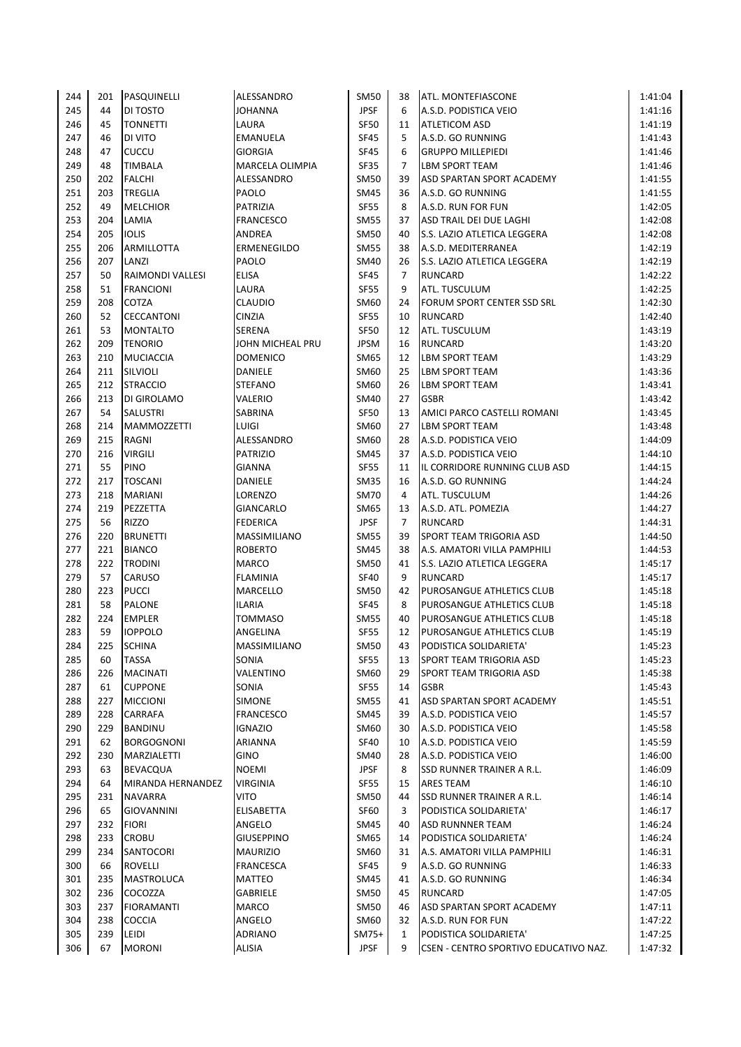| | | | | | | | |
|---|---|---|---|---|---|---|---|
| 244 | 201 | PASQUINELLI | ALESSANDRO | SM50 | 38 | ATL. MONTEFIASCONE | 1:41:04 |
| 245 | 44 | DI TOSTO | JOHANNA | JPSF | 6 | A.S.D. PODISTICA VEIO | 1:41:16 |
| 246 | 45 | TONNETTI | LAURA | SF50 | 11 | ATLETICOM ASD | 1:41:19 |
| 247 | 46 | DI VITO | EMANUELA | SF45 | 5 | A.S.D. GO RUNNING | 1:41:43 |
| 248 | 47 | CUCCU | GIORGIA | SF45 | 6 | GRUPPO MILLEPIEDI | 1:41:46 |
| 249 | 48 | TIMBALA | MARCELA OLIMPIA | SF35 | 7 | LBM SPORT TEAM | 1:41:46 |
| 250 | 202 | FALCHI | ALESSANDRO | SM50 | 39 | ASD SPARTAN SPORT ACADEMY | 1:41:55 |
| 251 | 203 | TREGLIA | PAOLO | SM45 | 36 | A.S.D. GO RUNNING | 1:41:55 |
| 252 | 49 | MELCHIOR | PATRIZIA | SF55 | 8 | A.S.D. RUN FOR FUN | 1:42:05 |
| 253 | 204 | LAMIA | FRANCESCO | SM55 | 37 | ASD TRAIL DEI DUE LAGHI | 1:42:08 |
| 254 | 205 | IOLIS | ANDREA | SM50 | 40 | S.S. LAZIO ATLETICA LEGGERA | 1:42:08 |
| 255 | 206 | ARMILLOTTA | ERMENEGILDO | SM55 | 38 | A.S.D. MEDITERRANEA | 1:42:19 |
| 256 | 207 | LANZI | PAOLO | SM40 | 26 | S.S. LAZIO ATLETICA LEGGERA | 1:42:19 |
| 257 | 50 | RAIMONDI VALLESI | ELISA | SF45 | 7 | RUNCARD | 1:42:22 |
| 258 | 51 | FRANCIONI | LAURA | SF55 | 9 | ATL. TUSCULUM | 1:42:25 |
| 259 | 208 | COTZA | CLAUDIO | SM60 | 24 | FORUM SPORT CENTER SSD SRL | 1:42:30 |
| 260 | 52 | CECCANTONI | CINZIA | SF55 | 10 | RUNCARD | 1:42:40 |
| 261 | 53 | MONTALTO | SERENA | SF50 | 12 | ATL. TUSCULUM | 1:43:19 |
| 262 | 209 | TENORIO | JOHN MICHEAL PRU | JPSM | 16 | RUNCARD | 1:43:20 |
| 263 | 210 | MUCIACCIA | DOMENICO | SM65 | 12 | LBM SPORT TEAM | 1:43:29 |
| 264 | 211 | SILVIOLI | DANIELE | SM60 | 25 | LBM SPORT TEAM | 1:43:36 |
| 265 | 212 | STRACCIO | STEFANO | SM60 | 26 | LBM SPORT TEAM | 1:43:41 |
| 266 | 213 | DI GIROLAMO | VALERIO | SM40 | 27 | GSBR | 1:43:42 |
| 267 | 54 | SALUSTRI | SABRINA | SF50 | 13 | AMICI PARCO CASTELLI ROMANI | 1:43:45 |
| 268 | 214 | MAMMOZZETTI | LUIGI | SM60 | 27 | LBM SPORT TEAM | 1:43:48 |
| 269 | 215 | RAGNI | ALESSANDRO | SM60 | 28 | A.S.D. PODISTICA VEIO | 1:44:09 |
| 270 | 216 | VIRGILI | PATRIZIO | SM45 | 37 | A.S.D. PODISTICA VEIO | 1:44:10 |
| 271 | 55 | PINO | GIANNA | SF55 | 11 | IL CORRIDORE RUNNING CLUB ASD | 1:44:15 |
| 272 | 217 | TOSCANI | DANIELE | SM35 | 16 | A.S.D. GO RUNNING | 1:44:24 |
| 273 | 218 | MARIANI | LORENZO | SM70 | 4 | ATL. TUSCULUM | 1:44:26 |
| 274 | 219 | PEZZETTA | GIANCARLO | SM65 | 13 | A.S.D. ATL. POMEZIA | 1:44:27 |
| 275 | 56 | RIZZO | FEDERICA | JPSF | 7 | RUNCARD | 1:44:31 |
| 276 | 220 | BRUNETTI | MASSIMILIANO | SM55 | 39 | SPORT TEAM TRIGORIA ASD | 1:44:50 |
| 277 | 221 | BIANCO | ROBERTO | SM45 | 38 | A.S. AMATORI VILLA PAMPHILI | 1:44:53 |
| 278 | 222 | TRODINI | MARCO | SM50 | 41 | S.S. LAZIO ATLETICA LEGGERA | 1:45:17 |
| 279 | 57 | CARUSO | FLAMINIA | SF40 | 9 | RUNCARD | 1:45:17 |
| 280 | 223 | PUCCI | MARCELLO | SM50 | 42 | PUROSANGUE ATHLETICS CLUB | 1:45:18 |
| 281 | 58 | PALONE | ILARIA | SF45 | 8 | PUROSANGUE ATHLETICS CLUB | 1:45:18 |
| 282 | 224 | EMPLER | TOMMASO | SM55 | 40 | PUROSANGUE ATHLETICS CLUB | 1:45:18 |
| 283 | 59 | IOPPOLO | ANGELINA | SF55 | 12 | PUROSANGUE ATHLETICS CLUB | 1:45:19 |
| 284 | 225 | SCHINA | MASSIMILIANO | SM50 | 43 | PODISTICA SOLIDARIETA' | 1:45:23 |
| 285 | 60 | TASSA | SONIA | SF55 | 13 | SPORT TEAM TRIGORIA ASD | 1:45:23 |
| 286 | 226 | MACINATI | VALENTINO | SM60 | 29 | SPORT TEAM TRIGORIA ASD | 1:45:38 |
| 287 | 61 | CUPPONE | SONIA | SF55 | 14 | GSBR | 1:45:43 |
| 288 | 227 | MICCIONI | SIMONE | SM55 | 41 | ASD SPARTAN SPORT ACADEMY | 1:45:51 |
| 289 | 228 | CARRAFA | FRANCESCO | SM45 | 39 | A.S.D. PODISTICA VEIO | 1:45:57 |
| 290 | 229 | BANDINU | IGNAZIO | SM60 | 30 | A.S.D. PODISTICA VEIO | 1:45:58 |
| 291 | 62 | BORGOGNONI | ARIANNA | SF40 | 10 | A.S.D. PODISTICA VEIO | 1:45:59 |
| 292 | 230 | MARZIALETTI | GINO | SM40 | 28 | A.S.D. PODISTICA VEIO | 1:46:00 |
| 293 | 63 | BEVACQUA | NOEMI | JPSF | 8 | SSD RUNNER TRAINER A R.L. | 1:46:09 |
| 294 | 64 | MIRANDA HERNANDEZ | VIRGINIA | SF55 | 15 | ARES TEAM | 1:46:10 |
| 295 | 231 | NAVARRA | VITO | SM50 | 44 | SSD RUNNER TRAINER A R.L. | 1:46:14 |
| 296 | 65 | GIOVANNINI | ELISABETTA | SF60 | 3 | PODISTICA SOLIDARIETA' | 1:46:17 |
| 297 | 232 | FIORI | ANGELO | SM45 | 40 | ASD RUNNNER TEAM | 1:46:24 |
| 298 | 233 | CROBU | GIUSEPPINO | SM65 | 14 | PODISTICA SOLIDARIETA' | 1:46:24 |
| 299 | 234 | SANTOCORI | MAURIZIO | SM60 | 31 | A.S. AMATORI VILLA PAMPHILI | 1:46:31 |
| 300 | 66 | ROVELLI | FRANCESCA | SF45 | 9 | A.S.D. GO RUNNING | 1:46:33 |
| 301 | 235 | MASTROLUCA | MATTEO | SM45 | 41 | A.S.D. GO RUNNING | 1:46:34 |
| 302 | 236 | COCOZZA | GABRIELE | SM50 | 45 | RUNCARD | 1:47:05 |
| 303 | 237 | FIORAMANTI | MARCO | SM50 | 46 | ASD SPARTAN SPORT ACADEMY | 1:47:11 |
| 304 | 238 | COCCIA | ANGELO | SM60 | 32 | A.S.D. RUN FOR FUN | 1:47:22 |
| 305 | 239 | LEIDI | ADRIANO | SM75+ | 1 | PODISTICA SOLIDARIETA' | 1:47:25 |
| 306 | 67 | MORONI | ALISIA | JPSF | 9 | CSEN - CENTRO SPORTIVO EDUCATIVO NAZ. | 1:47:32 |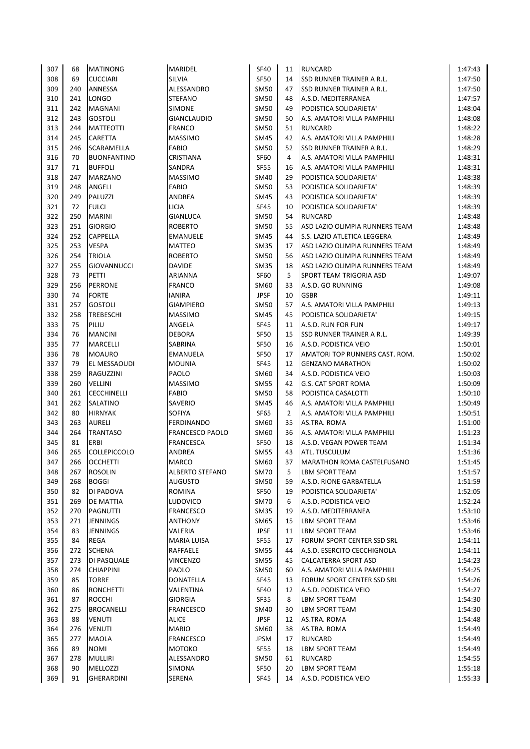| | | | | | | | |
|---|---|---|---|---|---|---|---|
| 307 | 68 | MATINONG | MARIDEL | SF40 | 11 | RUNCARD | 1:47:43 |
| 308 | 69 | CUCCIARI | SILVIA | SF50 | 14 | SSD RUNNER TRAINER A R.L. | 1:47:50 |
| 309 | 240 | ANNESSA | ALESSANDRO | SM50 | 47 | SSD RUNNER TRAINER A R.L. | 1:47:50 |
| 310 | 241 | LONGO | STEFANO | SM50 | 48 | A.S.D. MEDITERRANEA | 1:47:57 |
| 311 | 242 | MAGNANI | SIMONE | SM50 | 49 | PODISTICA SOLIDARIETA' | 1:48:04 |
| 312 | 243 | GOSTOLI | GIANCLAUDIO | SM50 | 50 | A.S. AMATORI VILLA PAMPHILI | 1:48:08 |
| 313 | 244 | MATTEOTTI | FRANCO | SM50 | 51 | RUNCARD | 1:48:22 |
| 314 | 245 | CARETTA | MASSIMO | SM45 | 42 | A.S. AMATORI VILLA PAMPHILI | 1:48:28 |
| 315 | 246 | SCARAMELLA | FABIO | SM50 | 52 | SSD RUNNER TRAINER A R.L. | 1:48:29 |
| 316 | 70 | BUONFANTINO | CRISTIANA | SF60 | 4 | A.S. AMATORI VILLA PAMPHILI | 1:48:31 |
| 317 | 71 | BUFFOLI | SANDRA | SF55 | 16 | A.S. AMATORI VILLA PAMPHILI | 1:48:31 |
| 318 | 247 | MARZANO | MASSIMO | SM40 | 29 | PODISTICA SOLIDARIETA' | 1:48:38 |
| 319 | 248 | ANGELI | FABIO | SM50 | 53 | PODISTICA SOLIDARIETA' | 1:48:39 |
| 320 | 249 | PALUZZI | ANDREA | SM45 | 43 | PODISTICA SOLIDARIETA' | 1:48:39 |
| 321 | 72 | FULCI | LICIA | SF45 | 10 | PODISTICA SOLIDARIETA' | 1:48:39 |
| 322 | 250 | MARINI | GIANLUCA | SM50 | 54 | RUNCARD | 1:48:48 |
| 323 | 251 | GIORGIO | ROBERTO | SM50 | 55 | ASD LAZIO OLIMPIA RUNNERS TEAM | 1:48:48 |
| 324 | 252 | CAPPELLA | EMANUELE | SM45 | 44 | S.S. LAZIO ATLETICA LEGGERA | 1:48:49 |
| 325 | 253 | VESPA | MATTEO | SM35 | 17 | ASD LAZIO OLIMPIA RUNNERS TEAM | 1:48:49 |
| 326 | 254 | TRIOLA | ROBERTO | SM50 | 56 | ASD LAZIO OLIMPIA RUNNERS TEAM | 1:48:49 |
| 327 | 255 | GIOVANNUCCI | DAVIDE | SM35 | 18 | ASD LAZIO OLIMPIA RUNNERS TEAM | 1:48:49 |
| 328 | 73 | PETTI | ARIANNA | SF60 | 5 | SPORT TEAM TRIGORIA ASD | 1:49:07 |
| 329 | 256 | PERRONE | FRANCO | SM60 | 33 | A.S.D. GO RUNNING | 1:49:08 |
| 330 | 74 | FORTE | IANIRA | JPSF | 10 | GSBR | 1:49:11 |
| 331 | 257 | GOSTOLI | GIAMPIERO | SM50 | 57 | A.S. AMATORI VILLA PAMPHILI | 1:49:13 |
| 332 | 258 | TREBESCHI | MASSIMO | SM45 | 45 | PODISTICA SOLIDARIETA' | 1:49:15 |
| 333 | 75 | PILIU | ANGELA | SF45 | 11 | A.S.D. RUN FOR FUN | 1:49:17 |
| 334 | 76 | MANCINI | DEBORA | SF50 | 15 | SSD RUNNER TRAINER A R.L. | 1:49:39 |
| 335 | 77 | MARCELLI | SABRINA | SF50 | 16 | A.S.D. PODISTICA VEIO | 1:50:01 |
| 336 | 78 | MOAURO | EMANUELA | SF50 | 17 | AMATORI TOP RUNNERS CAST. ROM. | 1:50:02 |
| 337 | 79 | EL MESSAOUDI | MOUNIA | SF45 | 12 | GENZANO MARATHON | 1:50:02 |
| 338 | 259 | RAGUZZINI | PAOLO | SM60 | 34 | A.S.D. PODISTICA VEIO | 1:50:03 |
| 339 | 260 | VELLINI | MASSIMO | SM55 | 42 | G.S. CAT SPORT ROMA | 1:50:09 |
| 340 | 261 | CECCHINELLI | FABIO | SM50 | 58 | PODISTICA CASALOTTI | 1:50:10 |
| 341 | 262 | SALATINO | SAVERIO | SM45 | 46 | A.S. AMATORI VILLA PAMPHILI | 1:50:49 |
| 342 | 80 | HIRNYAK | SOFIYA | SF65 | 2 | A.S. AMATORI VILLA PAMPHILI | 1:50:51 |
| 343 | 263 | AURELI | FERDINANDO | SM60 | 35 | AS.TRA. ROMA | 1:51:00 |
| 344 | 264 | TRANTASO | FRANCESCO PAOLO | SM60 | 36 | A.S. AMATORI VILLA PAMPHILI | 1:51:23 |
| 345 | 81 | ERBI | FRANCESCA | SF50 | 18 | A.S.D. VEGAN POWER TEAM | 1:51:34 |
| 346 | 265 | COLLEPICCOLO | ANDREA | SM55 | 43 | ATL. TUSCULUM | 1:51:36 |
| 347 | 266 | OCCHETTI | MARCO | SM60 | 37 | MARATHON ROMA CASTELFUSANO | 1:51:45 |
| 348 | 267 | ROSOLIN | ALBERTO STEFANO | SM70 | 5 | LBM SPORT TEAM | 1:51:57 |
| 349 | 268 | BOGGI | AUGUSTO | SM50 | 59 | A.S.D. RIONE GARBATELLA | 1:51:59 |
| 350 | 82 | DI PADOVA | ROMINA | SF50 | 19 | PODISTICA SOLIDARIETA' | 1:52:05 |
| 351 | 269 | DE MATTIA | LUDOVICO | SM70 | 6 | A.S.D. PODISTICA VEIO | 1:52:24 |
| 352 | 270 | PAGNUTTI | FRANCESCO | SM35 | 19 | A.S.D. MEDITERRANEA | 1:53:10 |
| 353 | 271 | JENNINGS | ANTHONY | SM65 | 15 | LBM SPORT TEAM | 1:53:46 |
| 354 | 83 | JENNINGS | VALERIA | JPSF | 11 | LBM SPORT TEAM | 1:53:46 |
| 355 | 84 | REGA | MARIA LUISA | SF55 | 17 | FORUM SPORT CENTER SSD SRL | 1:54:11 |
| 356 | 272 | SCHENA | RAFFAELE | SM55 | 44 | A.S.D. ESERCITO CECCHIGNOLA | 1:54:11 |
| 357 | 273 | DI PASQUALE | VINCENZO | SM55 | 45 | CALCATERRA SPORT ASD | 1:54:23 |
| 358 | 274 | CHIAPPINI | PAOLO | SM50 | 60 | A.S. AMATORI VILLA PAMPHILI | 1:54:25 |
| 359 | 85 | TORRE | DONATELLA | SF45 | 13 | FORUM SPORT CENTER SSD SRL | 1:54:26 |
| 360 | 86 | RONCHETTI | VALENTINA | SF40 | 12 | A.S.D. PODISTICA VEIO | 1:54:27 |
| 361 | 87 | ROCCHI | GIORGIA | SF35 | 8 | LBM SPORT TEAM | 1:54:30 |
| 362 | 275 | BROCANELLI | FRANCESCO | SM40 | 30 | LBM SPORT TEAM | 1:54:30 |
| 363 | 88 | VENUTI | ALICE | JPSF | 12 | AS.TRA. ROMA | 1:54:48 |
| 364 | 276 | VENUTI | MARIO | SM60 | 38 | AS.TRA. ROMA | 1:54:49 |
| 365 | 277 | MAOLA | FRANCESCO | JPSM | 17 | RUNCARD | 1:54:49 |
| 366 | 89 | NOMI | MOTOKO | SF55 | 18 | LBM SPORT TEAM | 1:54:49 |
| 367 | 278 | MULLIRI | ALESSANDRO | SM50 | 61 | RUNCARD | 1:54:55 |
| 368 | 90 | MELLOZZI | SIMONA | SF50 | 20 | LBM SPORT TEAM | 1:55:18 |
| 369 | 91 | GHERARDINI | SERENA | SF45 | 14 | A.S.D. PODISTICA VEIO | 1:55:33 |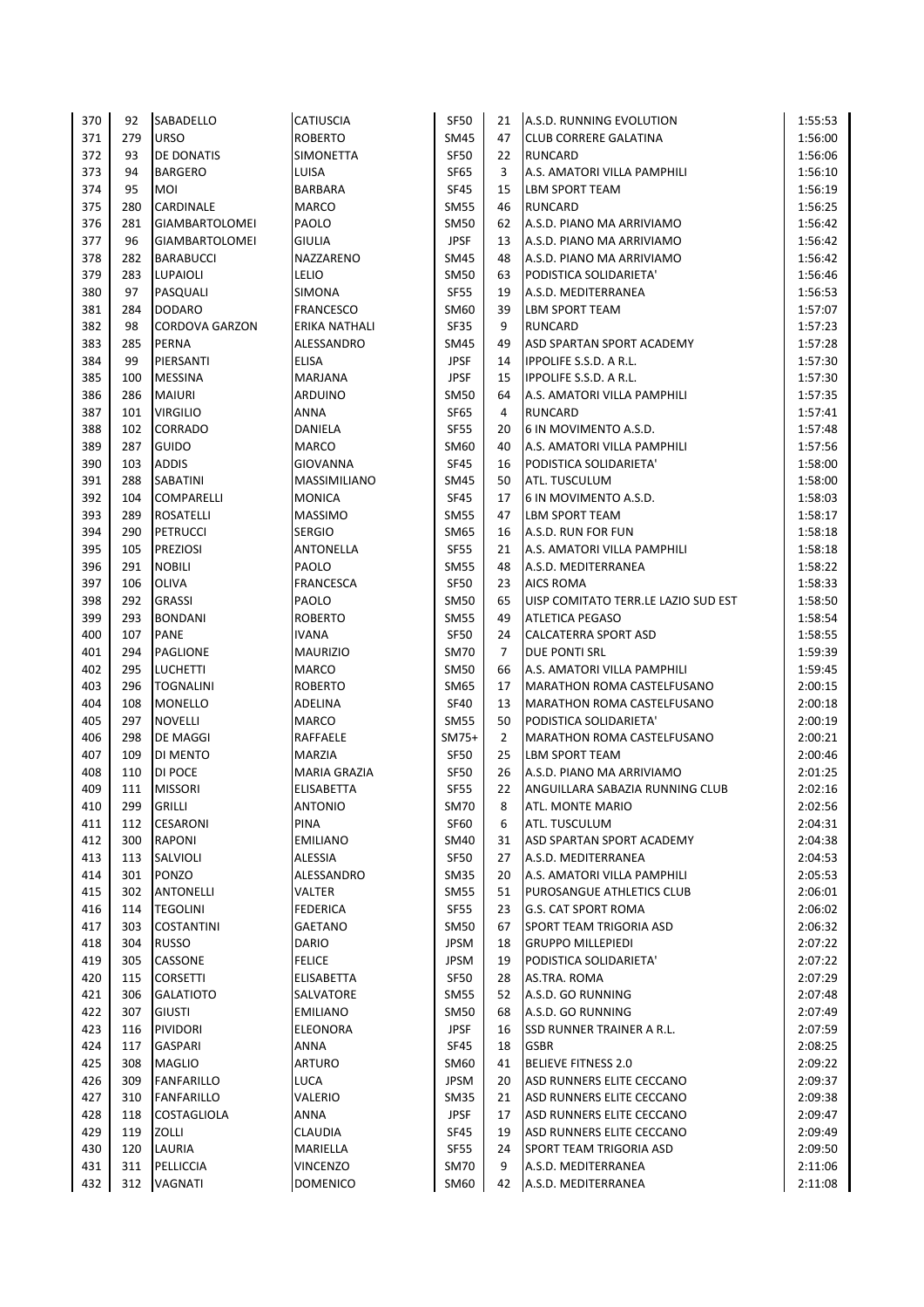| | | | | | | | |
|---|---|---|---|---|---|---|---|
| 370 | 92 | SABADELLO | CATIUSCIA | SF50 | 21 | A.S.D. RUNNING EVOLUTION | 1:55:53 |
| 371 | 279 | URSO | ROBERTO | SM45 | 47 | CLUB CORRERE GALATINA | 1:56:00 |
| 372 | 93 | DE DONATIS | SIMONETTA | SF50 | 22 | RUNCARD | 1:56:06 |
| 373 | 94 | BARGERO | LUISA | SF65 | 3 | A.S. AMATORI VILLA PAMPHILI | 1:56:10 |
| 374 | 95 | MOI | BARBARA | SF45 | 15 | LBM SPORT TEAM | 1:56:19 |
| 375 | 280 | CARDINALE | MARCO | SM55 | 46 | RUNCARD | 1:56:25 |
| 376 | 281 | GIAMBARTOLOMEI | PAOLO | SM50 | 62 | A.S.D. PIANO MA ARRIVIAMO | 1:56:42 |
| 377 | 96 | GIAMBARTOLOMEI | GIULIA | JPSF | 13 | A.S.D. PIANO MA ARRIVIAMO | 1:56:42 |
| 378 | 282 | BARABUCCI | NAZZARENO | SM45 | 48 | A.S.D. PIANO MA ARRIVIAMO | 1:56:42 |
| 379 | 283 | LUPAIOLI | LELIO | SM50 | 63 | PODISTICA SOLIDARIETA' | 1:56:46 |
| 380 | 97 | PASQUALI | SIMONA | SF55 | 19 | A.S.D. MEDITERRANEA | 1:56:53 |
| 381 | 284 | DODARO | FRANCESCO | SM60 | 39 | LBM SPORT TEAM | 1:57:07 |
| 382 | 98 | CORDOVA GARZON | ERIKA NATHALI | SF35 | 9 | RUNCARD | 1:57:23 |
| 383 | 285 | PERNA | ALESSANDRO | SM45 | 49 | ASD SPARTAN SPORT ACADEMY | 1:57:28 |
| 384 | 99 | PIERSANTI | ELISA | JPSF | 14 | IPPOLIFE S.S.D. A R.L. | 1:57:30 |
| 385 | 100 | MESSINA | MARJANA | JPSF | 15 | IPPOLIFE S.S.D. A R.L. | 1:57:30 |
| 386 | 286 | MAIURI | ARDUINO | SM50 | 64 | A.S. AMATORI VILLA PAMPHILI | 1:57:35 |
| 387 | 101 | VIRGILIO | ANNA | SF65 | 4 | RUNCARD | 1:57:41 |
| 388 | 102 | CORRADO | DANIELA | SF55 | 20 | 6 IN MOVIMENTO A.S.D. | 1:57:48 |
| 389 | 287 | GUIDO | MARCO | SM60 | 40 | A.S. AMATORI VILLA PAMPHILI | 1:57:56 |
| 390 | 103 | ADDIS | GIOVANNA | SF45 | 16 | PODISTICA SOLIDARIETA' | 1:58:00 |
| 391 | 288 | SABATINI | MASSIMILIANO | SM45 | 50 | ATL. TUSCULUM | 1:58:00 |
| 392 | 104 | COMPARELLI | MONICA | SF45 | 17 | 6 IN MOVIMENTO A.S.D. | 1:58:03 |
| 393 | 289 | ROSATELLI | MASSIMO | SM55 | 47 | LBM SPORT TEAM | 1:58:17 |
| 394 | 290 | PETRUCCI | SERGIO | SM65 | 16 | A.S.D. RUN FOR FUN | 1:58:18 |
| 395 | 105 | PREZIOSI | ANTONELLA | SF55 | 21 | A.S. AMATORI VILLA PAMPHILI | 1:58:18 |
| 396 | 291 | NOBILI | PAOLO | SM55 | 48 | A.S.D. MEDITERRANEA | 1:58:22 |
| 397 | 106 | OLIVA | FRANCESCA | SF50 | 23 | AICS ROMA | 1:58:33 |
| 398 | 292 | GRASSI | PAOLO | SM50 | 65 | UISP COMITATO TERR.LE LAZIO SUD EST | 1:58:50 |
| 399 | 293 | BONDANI | ROBERTO | SM55 | 49 | ATLETICA PEGASO | 1:58:54 |
| 400 | 107 | PANE | IVANA | SF50 | 24 | CALCATERRA SPORT ASD | 1:58:55 |
| 401 | 294 | PAGLIONE | MAURIZIO | SM70 | 7 | DUE PONTI SRL | 1:59:39 |
| 402 | 295 | LUCHETTI | MARCO | SM50 | 66 | A.S. AMATORI VILLA PAMPHILI | 1:59:45 |
| 403 | 296 | TOGNALINI | ROBERTO | SM65 | 17 | MARATHON ROMA CASTELFUSANO | 2:00:15 |
| 404 | 108 | MONELLO | ADELINA | SF40 | 13 | MARATHON ROMA CASTELFUSANO | 2:00:18 |
| 405 | 297 | NOVELLI | MARCO | SM55 | 50 | PODISTICA SOLIDARIETA' | 2:00:19 |
| 406 | 298 | DE MAGGI | RAFFAELE | SM75+ | 2 | MARATHON ROMA CASTELFUSANO | 2:00:21 |
| 407 | 109 | DI MENTO | MARZIA | SF50 | 25 | LBM SPORT TEAM | 2:00:46 |
| 408 | 110 | DI POCE | MARIA GRAZIA | SF50 | 26 | A.S.D. PIANO MA ARRIVIAMO | 2:01:25 |
| 409 | 111 | MISSORI | ELISABETTA | SF55 | 22 | ANGUILLARA SABAZIA RUNNING CLUB | 2:02:16 |
| 410 | 299 | GRILLI | ANTONIO | SM70 | 8 | ATL. MONTE MARIO | 2:02:56 |
| 411 | 112 | CESARONI | PINA | SF60 | 6 | ATL. TUSCULUM | 2:04:31 |
| 412 | 300 | RAPONI | EMILIANO | SM40 | 31 | ASD SPARTAN SPORT ACADEMY | 2:04:38 |
| 413 | 113 | SALVIOLI | ALESSIA | SF50 | 27 | A.S.D. MEDITERRANEA | 2:04:53 |
| 414 | 301 | PONZO | ALESSANDRO | SM35 | 20 | A.S. AMATORI VILLA PAMPHILI | 2:05:53 |
| 415 | 302 | ANTONELLI | VALTER | SM55 | 51 | PUROSANGUE ATHLETICS CLUB | 2:06:01 |
| 416 | 114 | TEGOLINI | FEDERICA | SF55 | 23 | G.S. CAT SPORT ROMA | 2:06:02 |
| 417 | 303 | COSTANTINI | GAETANO | SM50 | 67 | SPORT TEAM TRIGORIA ASD | 2:06:32 |
| 418 | 304 | RUSSO | DARIO | JPSM | 18 | GRUPPO MILLEPIEDI | 2:07:22 |
| 419 | 305 | CASSONE | FELICE | JPSM | 19 | PODISTICA SOLIDARIETA' | 2:07:22 |
| 420 | 115 | CORSETTI | ELISABETTA | SF50 | 28 | AS.TRA. ROMA | 2:07:29 |
| 421 | 306 | GALATIOTO | SALVATORE | SM55 | 52 | A.S.D. GO RUNNING | 2:07:48 |
| 422 | 307 | GIUSTI | EMILIANO | SM50 | 68 | A.S.D. GO RUNNING | 2:07:49 |
| 423 | 116 | PIVIDORI | ELEONORA | JPSF | 16 | SSD RUNNER TRAINER A R.L. | 2:07:59 |
| 424 | 117 | GASPARI | ANNA | SF45 | 18 | GSBR | 2:08:25 |
| 425 | 308 | MAGLIO | ARTURO | SM60 | 41 | BELIEVE FITNESS 2.0 | 2:09:22 |
| 426 | 309 | FANFARILLO | LUCA | JPSM | 20 | ASD RUNNERS ELITE CECCANO | 2:09:37 |
| 427 | 310 | FANFARILLO | VALERIO | SM35 | 21 | ASD RUNNERS ELITE CECCANO | 2:09:38 |
| 428 | 118 | COSTAGLIOLA | ANNA | JPSF | 17 | ASD RUNNERS ELITE CECCANO | 2:09:47 |
| 429 | 119 | ZOLLI | CLAUDIA | SF45 | 19 | ASD RUNNERS ELITE CECCANO | 2:09:49 |
| 430 | 120 | LAURIA | MARIELLA | SF55 | 24 | SPORT TEAM TRIGORIA ASD | 2:09:50 |
| 431 | 311 | PELLICCIA | VINCENZO | SM70 | 9 | A.S.D. MEDITERRANEA | 2:11:06 |
| 432 | 312 | VAGNATI | DOMENICO | SM60 | 42 | A.S.D. MEDITERRANEA | 2:11:08 |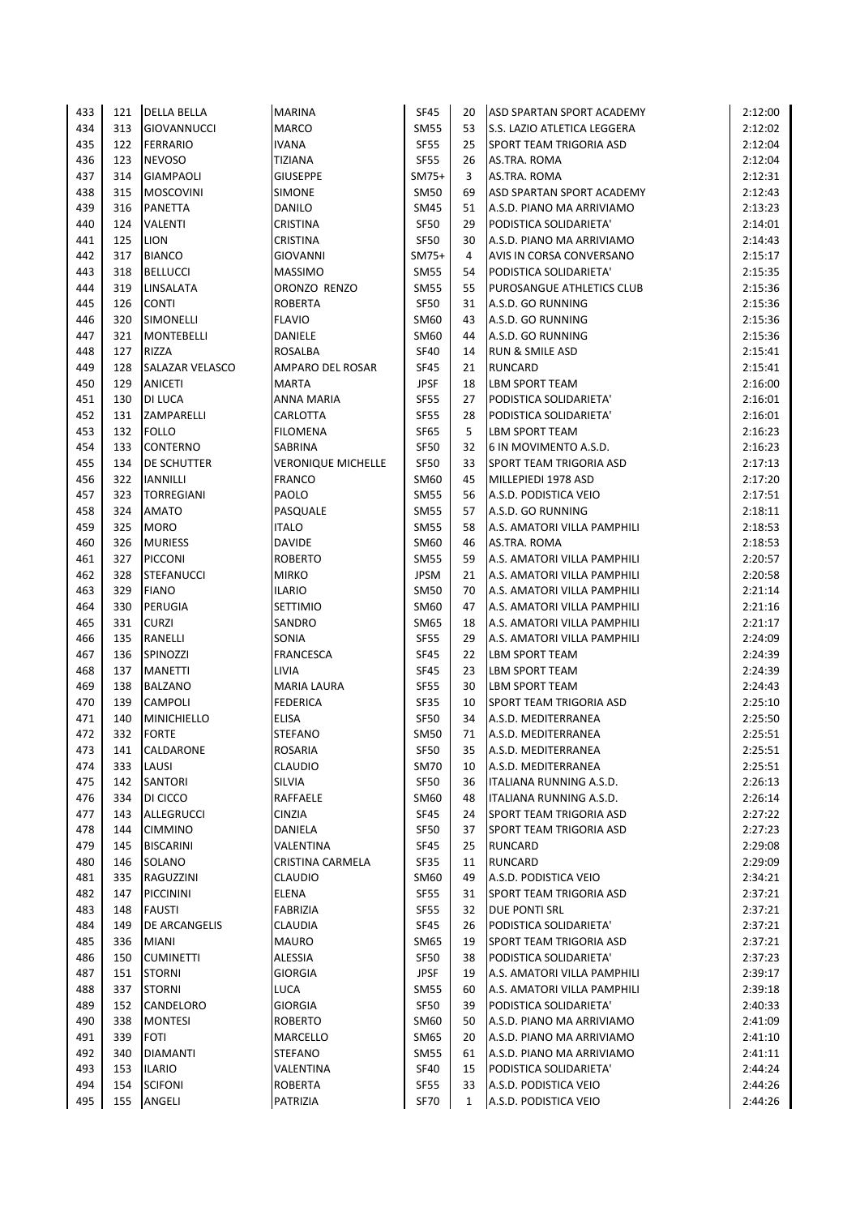| 433 | 121 | DELLA BELLA | MARINA | SF45 | 20 | ASD SPARTAN SPORT ACADEMY | 2:12:00 |
|---|---|---|---|---|---|---|---|
| 434 | 313 | GIOVANNUCCI | MARCO | SM55 | 53 | S.S. LAZIO ATLETICA LEGGERA | 2:12:02 |
| 435 | 122 | FERRARIO | IVANA | SF55 | 25 | SPORT TEAM TRIGORIA ASD | 2:12:04 |
| 436 | 123 | NEVOSO | TIZIANA | SF55 | 26 | AS.TRA. ROMA | 2:12:04 |
| 437 | 314 | GIAMPAOLI | GIUSEPPE | SM75+ | 3 | AS.TRA. ROMA | 2:12:31 |
| 438 | 315 | MOSCOVINI | SIMONE | SM50 | 69 | ASD SPARTAN SPORT ACADEMY | 2:12:43 |
| 439 | 316 | PANETTA | DANILO | SM45 | 51 | A.S.D. PIANO MA ARRIVIAMO | 2:13:23 |
| 440 | 124 | VALENTI | CRISTINA | SF50 | 29 | PODISTICA SOLIDARIETA' | 2:14:01 |
| 441 | 125 | LION | CRISTINA | SF50 | 30 | A.S.D. PIANO MA ARRIVIAMO | 2:14:43 |
| 442 | 317 | BIANCO | GIOVANNI | SM75+ | 4 | AVIS IN CORSA CONVERSANO | 2:15:17 |
| 443 | 318 | BELLUCCI | MASSIMO | SM55 | 54 | PODISTICA SOLIDARIETA' | 2:15:35 |
| 444 | 319 | LINSALATA | ORONZO RENZO | SM55 | 55 | PUROSANGUE ATHLETICS CLUB | 2:15:36 |
| 445 | 126 | CONTI | ROBERTA | SF50 | 31 | A.S.D. GO RUNNING | 2:15:36 |
| 446 | 320 | SIMONELLI | FLAVIO | SM60 | 43 | A.S.D. GO RUNNING | 2:15:36 |
| 447 | 321 | MONTEBELLI | DANIELE | SM60 | 44 | A.S.D. GO RUNNING | 2:15:36 |
| 448 | 127 | RIZZA | ROSALBA | SF40 | 14 | RUN & SMILE ASD | 2:15:41 |
| 449 | 128 | SALAZAR VELASCO | AMPARO DEL ROSAR | SF45 | 21 | RUNCARD | 2:15:41 |
| 450 | 129 | ANICETI | MARTA | JPSF | 18 | LBM SPORT TEAM | 2:16:00 |
| 451 | 130 | DI LUCA | ANNA MARIA | SF55 | 27 | PODISTICA SOLIDARIETA' | 2:16:01 |
| 452 | 131 | ZAMPARELLI | CARLOTTA | SF55 | 28 | PODISTICA SOLIDARIETA' | 2:16:01 |
| 453 | 132 | FOLLO | FILOMENA | SF65 | 5 | LBM SPORT TEAM | 2:16:23 |
| 454 | 133 | CONTERNO | SABRINA | SF50 | 32 | 6 IN MOVIMENTO A.S.D. | 2:16:23 |
| 455 | 134 | DE SCHUTTER | VERONIQUE MICHELLE | SF50 | 33 | SPORT TEAM TRIGORIA ASD | 2:17:13 |
| 456 | 322 | IANNILLI | FRANCO | SM60 | 45 | MILLEPIEDI 1978 ASD | 2:17:20 |
| 457 | 323 | TORREGIANI | PAOLO | SM55 | 56 | A.S.D. PODISTICA VEIO | 2:17:51 |
| 458 | 324 | AMATO | PASQUALE | SM55 | 57 | A.S.D. GO RUNNING | 2:18:11 |
| 459 | 325 | MORO | ITALO | SM55 | 58 | A.S. AMATORI VILLA PAMPHILI | 2:18:53 |
| 460 | 326 | MURIESS | DAVIDE | SM60 | 46 | AS.TRA. ROMA | 2:18:53 |
| 461 | 327 | PICCONI | ROBERTO | SM55 | 59 | A.S. AMATORI VILLA PAMPHILI | 2:20:57 |
| 462 | 328 | STEFANUCCI | MIRKO | JPSM | 21 | A.S. AMATORI VILLA PAMPHILI | 2:20:58 |
| 463 | 329 | FIANO | ILARIO | SM50 | 70 | A.S. AMATORI VILLA PAMPHILI | 2:21:14 |
| 464 | 330 | PERUGIA | SETTIMIO | SM60 | 47 | A.S. AMATORI VILLA PAMPHILI | 2:21:16 |
| 465 | 331 | CURZI | SANDRO | SM65 | 18 | A.S. AMATORI VILLA PAMPHILI | 2:21:17 |
| 466 | 135 | RANELLI | SONIA | SF55 | 29 | A.S. AMATORI VILLA PAMPHILI | 2:24:09 |
| 467 | 136 | SPINOZZI | FRANCESCA | SF45 | 22 | LBM SPORT TEAM | 2:24:39 |
| 468 | 137 | MANETTI | LIVIA | SF45 | 23 | LBM SPORT TEAM | 2:24:39 |
| 469 | 138 | BALZANO | MARIA LAURA | SF55 | 30 | LBM SPORT TEAM | 2:24:43 |
| 470 | 139 | CAMPOLI | FEDERICA | SF35 | 10 | SPORT TEAM TRIGORIA ASD | 2:25:10 |
| 471 | 140 | MINICHIELLO | ELISA | SF50 | 34 | A.S.D. MEDITERRANEA | 2:25:50 |
| 472 | 332 | FORTE | STEFANO | SM50 | 71 | A.S.D. MEDITERRANEA | 2:25:51 |
| 473 | 141 | CALDARONE | ROSARIA | SF50 | 35 | A.S.D. MEDITERRANEA | 2:25:51 |
| 474 | 333 | LAUSI | CLAUDIO | SM70 | 10 | A.S.D. MEDITERRANEA | 2:25:51 |
| 475 | 142 | SANTORI | SILVIA | SF50 | 36 | ITALIANA RUNNING A.S.D. | 2:26:13 |
| 476 | 334 | DI CICCO | RAFFAELE | SM60 | 48 | ITALIANA RUNNING A.S.D. | 2:26:14 |
| 477 | 143 | ALLEGRUCCI | CINZIA | SF45 | 24 | SPORT TEAM TRIGORIA ASD | 2:27:22 |
| 478 | 144 | CIMMINO | DANIELA | SF50 | 37 | SPORT TEAM TRIGORIA ASD | 2:27:23 |
| 479 | 145 | BISCARINI | VALENTINA | SF45 | 25 | RUNCARD | 2:29:08 |
| 480 | 146 | SOLANO | CRISTINA CARMELA | SF35 | 11 | RUNCARD | 2:29:09 |
| 481 | 335 | RAGUZZINI | CLAUDIO | SM60 | 49 | A.S.D. PODISTICA VEIO | 2:34:21 |
| 482 | 147 | PICCININI | ELENA | SF55 | 31 | SPORT TEAM TRIGORIA ASD | 2:37:21 |
| 483 | 148 | FAUSTI | FABRIZIA | SF55 | 32 | DUE PONTI SRL | 2:37:21 |
| 484 | 149 | DE ARCANGELIS | CLAUDIA | SF45 | 26 | PODISTICA SOLIDARIETA' | 2:37:21 |
| 485 | 336 | MIANI | MAURO | SM65 | 19 | SPORT TEAM TRIGORIA ASD | 2:37:21 |
| 486 | 150 | CUMINETTI | ALESSIA | SF50 | 38 | PODISTICA SOLIDARIETA' | 2:37:23 |
| 487 | 151 | STORNI | GIORGIA | JPSF | 19 | A.S. AMATORI VILLA PAMPHILI | 2:39:17 |
| 488 | 337 | STORNI | LUCA | SM55 | 60 | A.S. AMATORI VILLA PAMPHILI | 2:39:18 |
| 489 | 152 | CANDELORO | GIORGIA | SF50 | 39 | PODISTICA SOLIDARIETA' | 2:40:33 |
| 490 | 338 | MONTESI | ROBERTO | SM60 | 50 | A.S.D. PIANO MA ARRIVIAMO | 2:41:09 |
| 491 | 339 | FOTI | MARCELLO | SM65 | 20 | A.S.D. PIANO MA ARRIVIAMO | 2:41:10 |
| 492 | 340 | DIAMANTI | STEFANO | SM55 | 61 | A.S.D. PIANO MA ARRIVIAMO | 2:41:11 |
| 493 | 153 | ILARIO | VALENTINA | SF40 | 15 | PODISTICA SOLIDARIETA' | 2:44:24 |
| 494 | 154 | SCIFONI | ROBERTA | SF55 | 33 | A.S.D. PODISTICA VEIO | 2:44:26 |
| 495 | 155 | ANGELI | PATRIZIA | SF70 | 1 | A.S.D. PODISTICA VEIO | 2:44:26 |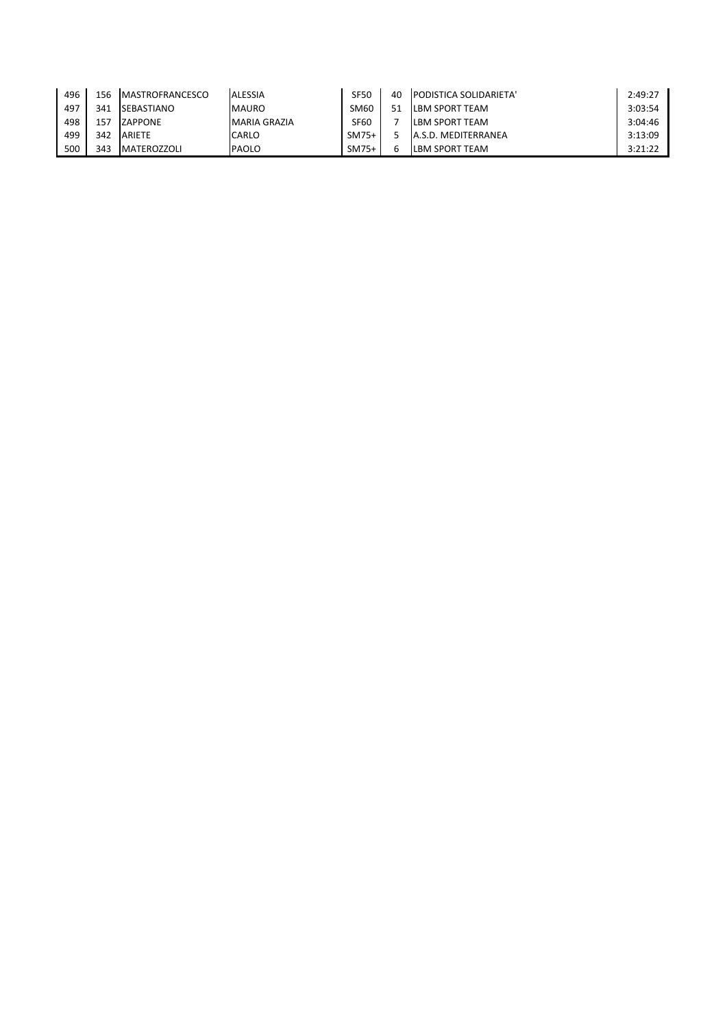| | | | | | | | |
|---|---|---|---|---|---|---|---|
| 496 | 156 | MASTROFRANCESCO | ALESSIA | SF50 | 40 | PODISTICA SOLIDARIETA' | 2:49:27 |
| 497 | 341 | SEBASTIANO | MAURO | SM60 | 51 | LBM SPORT TEAM | 3:03:54 |
| 498 | 157 | ZAPPONE | MARIA GRAZIA | SF60 | 7 | LBM SPORT TEAM | 3:04:46 |
| 499 | 342 | ARIETE | CARLO | SM75+ | 5 | A.S.D. MEDITERRANEA | 3:13:09 |
| 500 | 343 | MATEROZZOLI | PAOLO | SM75+ | 6 | LBM SPORT TEAM | 3:21:22 |